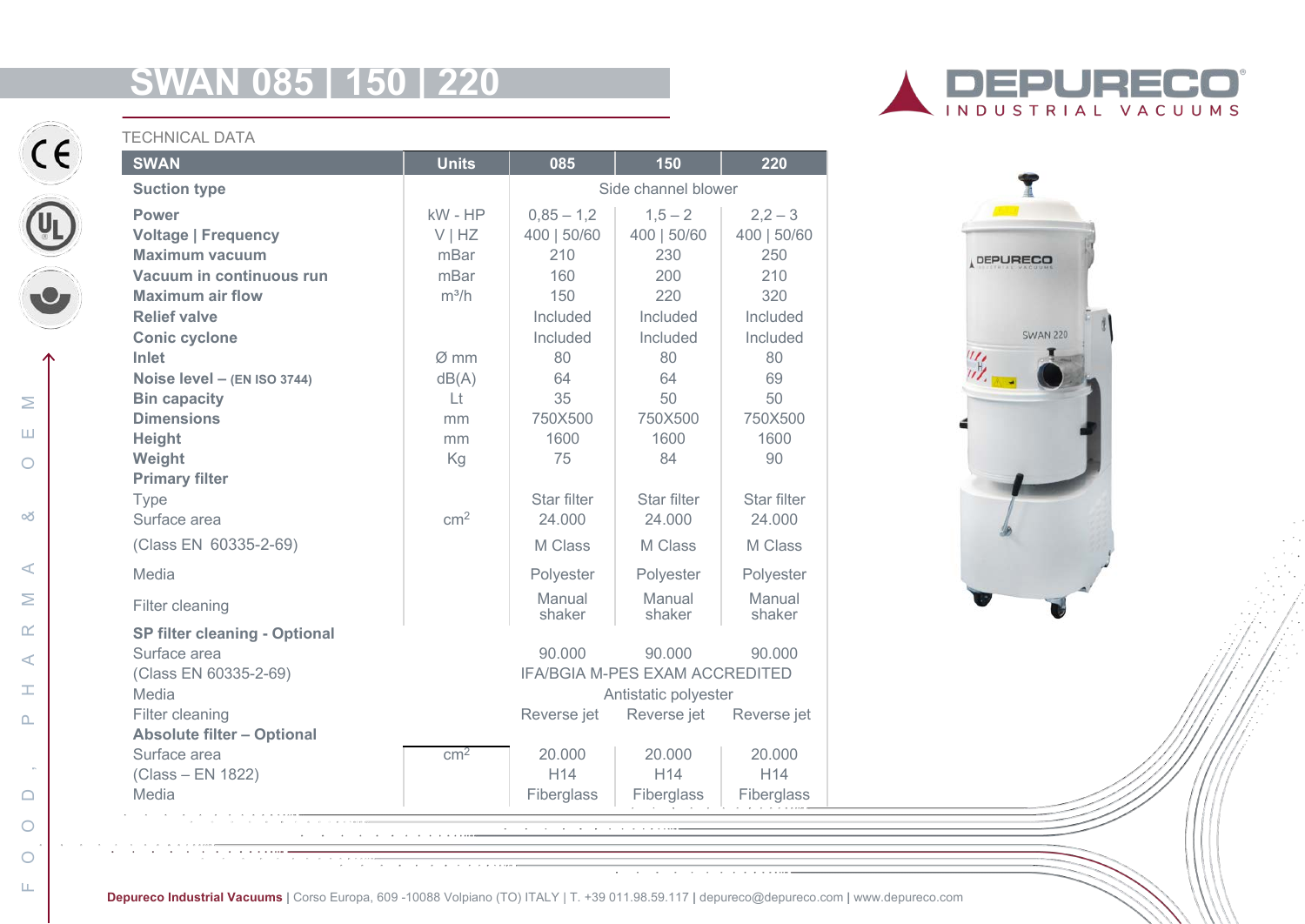# SWAN 085 | 150 | 220

DEPURECO INDUSTRIAL VACUUMS

TECHNICAL DATA

| SWAN | Units | 085 | 150 | 220 |
|---|---|---|---|---|
| **Suction type** | | Side channel blower | | |
| **Power** | kW - HP | 0,85 – 1,2 | 1,5 – 2 | 2,2 – 3 |
| **Voltage \| Frequency** | V \| HZ | 400 \| 50/60 | 400 \| 50/60 | 400 \| 50/60 |
| **Maximum vacuum** | mBar | 210 | 230 | 250 |
| **Vacuum in continuous run** | mBar | 160 | 200 | 210 |
| **Maximum air flow** | m³/h | 150 | 220 | 320 |
| **Relief valve** | | Included | Included | Included |
| **Conic cyclone** | | Included | Included | Included |
| **Inlet** | Ø mm | 80 | 80 | 80 |
| **Noise level – (EN ISO 3744)** | dB(A) | 64 | 64 | 69 |
| **Bin capacity** | Lt | 35 | 50 | 50 |
| **Dimensions** | mm | 750X500 | 750X500 | 750X500 |
| **Height** | mm | 1600 | 1600 | 1600 |
| **Weight** | Kg | 75 | 84 | 90 |
| **Primary filter** | | | | |
| Type | | Star filter | Star filter | Star filter |
| Surface area | cm² | 24.000 | 24.000 | 24.000 |
| (Class EN 60335-2-69) | | M Class | M Class | M Class |
| Media | | Polyester | Polyester | Polyester |
| Filter cleaning | | Manual shaker | Manual shaker | Manual shaker |
| **SP filter cleaning - Optional** | | | | |
| Surface area | | 90.000 | 90.000 | 90.000 |
| (Class EN 60335-2-69) | | IFA/BGIA M-PES EXAM ACCREDITED | | |
| Media | | Antistatic polyester | | |
| Filter cleaning | | Reverse jet | Reverse jet | Reverse jet |
| **Absolute filter – Optional** | | | | |
| Surface area | cm² | 20.000 | 20.000 | 20.000 |
| (Class – EN 1822) | | H14 | H14 | H14 |
| Media | | Fiberglass | Fiberglass | Fiberglass |

FOOD, PHARMA & OEM

**Depureco Industrial Vacuums** | Corso Europa, 609 -10088 Volpiano (TO) ITALY | T. +39 011.98.59.117 | depureco@depureco.com | www.depureco.com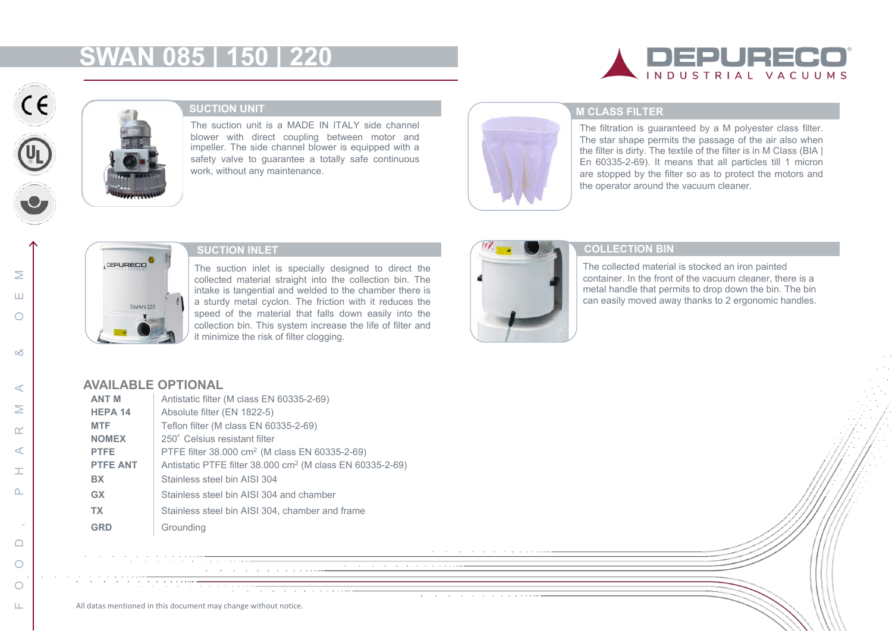# SWAN 085 | 150 | 220

DEPURECO® INDUSTRIAL VACUUMS

## SUCTION UNIT

The suction unit is a MADE IN ITALY side channel blower with direct coupling between motor and impeller. The side channel blower is equipped with a safety valve to guarantee a totally safe continuous work, without any maintenance.

## M CLASS FILTER

The filtration is guaranteed by a M polyester class filter. The star shape permits the passage of the air also when the filter is dirty. The textile of the filter is in M Class (BIA | En 60335-2-69). It means that all particles till 1 micron are stopped by the filter so as to protect the motors and the operator around the vacuum cleaner.

## SUCTION INLET

The suction inlet is specially designed to direct the collected material straight into the collection bin. The intake is tangential and welded to the chamber there is a sturdy metal cyclon. The friction with it reduces the speed of the material that falls down easily into the collection bin. This system increase the life of filter and it minimize the risk of filter clogging.

## COLLECTION BIN

The collected material is stocked an iron painted container. In the front of the vacuum cleaner, there is a metal handle that permits to drop down the bin. The bin can easily moved away thanks to 2 ergonomic handles.

## AVAILABLE OPTIONAL

| | |
|---|---|
| **ANT M** | Antistatic filter (M class EN 60335-2-69) |
| **HEPA 14** | Absolute filter (EN 1822-5) |
| **MTF** | Teflon filter (M class EN 60335-2-69) |
| **NOMEX** | 250° Celsius resistant filter |
| **PTFE** | PTFE filter 38.000 cm² (M class EN 60335-2-69) |
| **PTFE ANT** | Antistatic PTFE filter 38.000 cm² (M class EN 60335-2-69) |
| **BX** | Stainless steel bin AISI 304 |
| **GX** | Stainless steel bin AISI 304 and chamber |
| **TX** | Stainless steel bin AISI 304, chamber and frame |
| **GRD** | Grounding |

FOOD, PHARMA & OEM

All datas mentioned in this document may change without notice.